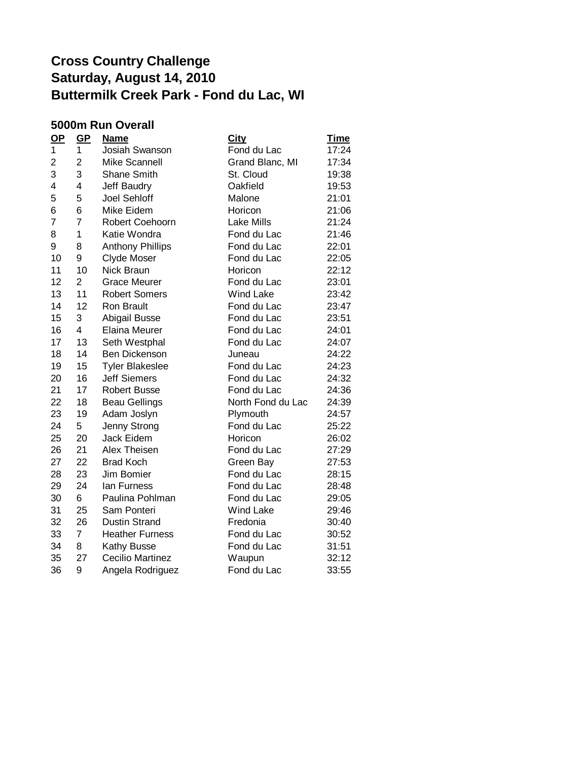# Cross Country Challenge
# Saturday, August 14, 2010
# Buttermilk Creek Park - Fond du Lac, WI

## 5000m Run Overall

| OP | GP | Name | City | Time |
|---|---|---|---|---|
| 1 | 1 | Josiah Swanson | Fond du Lac | 17:24 |
| 2 | 2 | Mike Scannell | Grand Blanc, MI | 17:34 |
| 3 | 3 | Shane Smith | St. Cloud | 19:38 |
| 4 | 4 | Jeff Baudry | Oakfield | 19:53 |
| 5 | 5 | Joel Sehloff | Malone | 21:01 |
| 6 | 6 | Mike Eidem | Horicon | 21:06 |
| 7 | 7 | Robert Coehoorn | Lake Mills | 21:24 |
| 8 | 1 | Katie Wondra | Fond du Lac | 21:46 |
| 9 | 8 | Anthony Phillips | Fond du Lac | 22:01 |
| 10 | 9 | Clyde Moser | Fond du Lac | 22:05 |
| 11 | 10 | Nick Braun | Horicon | 22:12 |
| 12 | 2 | Grace Meurer | Fond du Lac | 23:01 |
| 13 | 11 | Robert Somers | Wind Lake | 23:42 |
| 14 | 12 | Ron Brault | Fond du Lac | 23:47 |
| 15 | 3 | Abigail Busse | Fond du Lac | 23:51 |
| 16 | 4 | Elaina Meurer | Fond du Lac | 24:01 |
| 17 | 13 | Seth Westphal | Fond du Lac | 24:07 |
| 18 | 14 | Ben Dickenson | Juneau | 24:22 |
| 19 | 15 | Tyler Blakeslee | Fond du Lac | 24:23 |
| 20 | 16 | Jeff Siemers | Fond du Lac | 24:32 |
| 21 | 17 | Robert Busse | Fond du Lac | 24:36 |
| 22 | 18 | Beau Gellings | North Fond du Lac | 24:39 |
| 23 | 19 | Adam Joslyn | Plymouth | 24:57 |
| 24 | 5 | Jenny Strong | Fond du Lac | 25:22 |
| 25 | 20 | Jack Eidem | Horicon | 26:02 |
| 26 | 21 | Alex Theisen | Fond du Lac | 27:29 |
| 27 | 22 | Brad Koch | Green Bay | 27:53 |
| 28 | 23 | Jim Bomier | Fond du Lac | 28:15 |
| 29 | 24 | Ian Furness | Fond du Lac | 28:48 |
| 30 | 6 | Paulina Pohlman | Fond du Lac | 29:05 |
| 31 | 25 | Sam Ponteri | Wind Lake | 29:46 |
| 32 | 26 | Dustin Strand | Fredonia | 30:40 |
| 33 | 7 | Heather Furness | Fond du Lac | 30:52 |
| 34 | 8 | Kathy Busse | Fond du Lac | 31:51 |
| 35 | 27 | Cecilio Martinez | Waupun | 32:12 |
| 36 | 9 | Angela Rodriguez | Fond du Lac | 33:55 |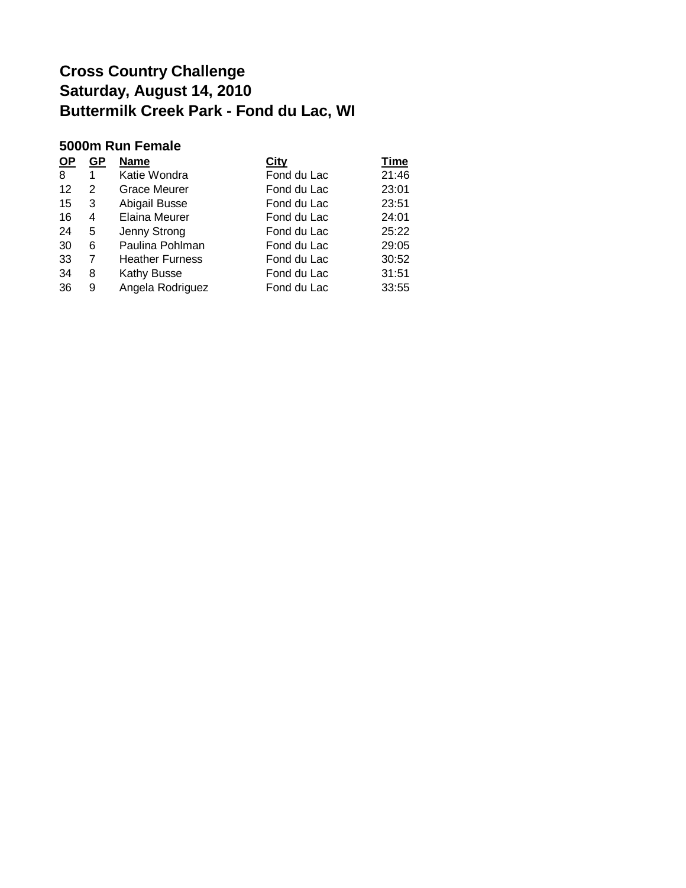# Cross Country Challenge
# Saturday, August 14, 2010
# Buttermilk Creek Park - Fond du Lac, WI

## 5000m Run Female

| OP | GP | Name | City | Time |
|---|---|---|---|---|
| 8 | 1 | Katie Wondra | Fond du Lac | 21:46 |
| 12 | 2 | Grace Meurer | Fond du Lac | 23:01 |
| 15 | 3 | Abigail Busse | Fond du Lac | 23:51 |
| 16 | 4 | Elaina Meurer | Fond du Lac | 24:01 |
| 24 | 5 | Jenny Strong | Fond du Lac | 25:22 |
| 30 | 6 | Paulina Pohlman | Fond du Lac | 29:05 |
| 33 | 7 | Heather Furness | Fond du Lac | 30:52 |
| 34 | 8 | Kathy Busse | Fond du Lac | 31:51 |
| 36 | 9 | Angela Rodriguez | Fond du Lac | 33:55 |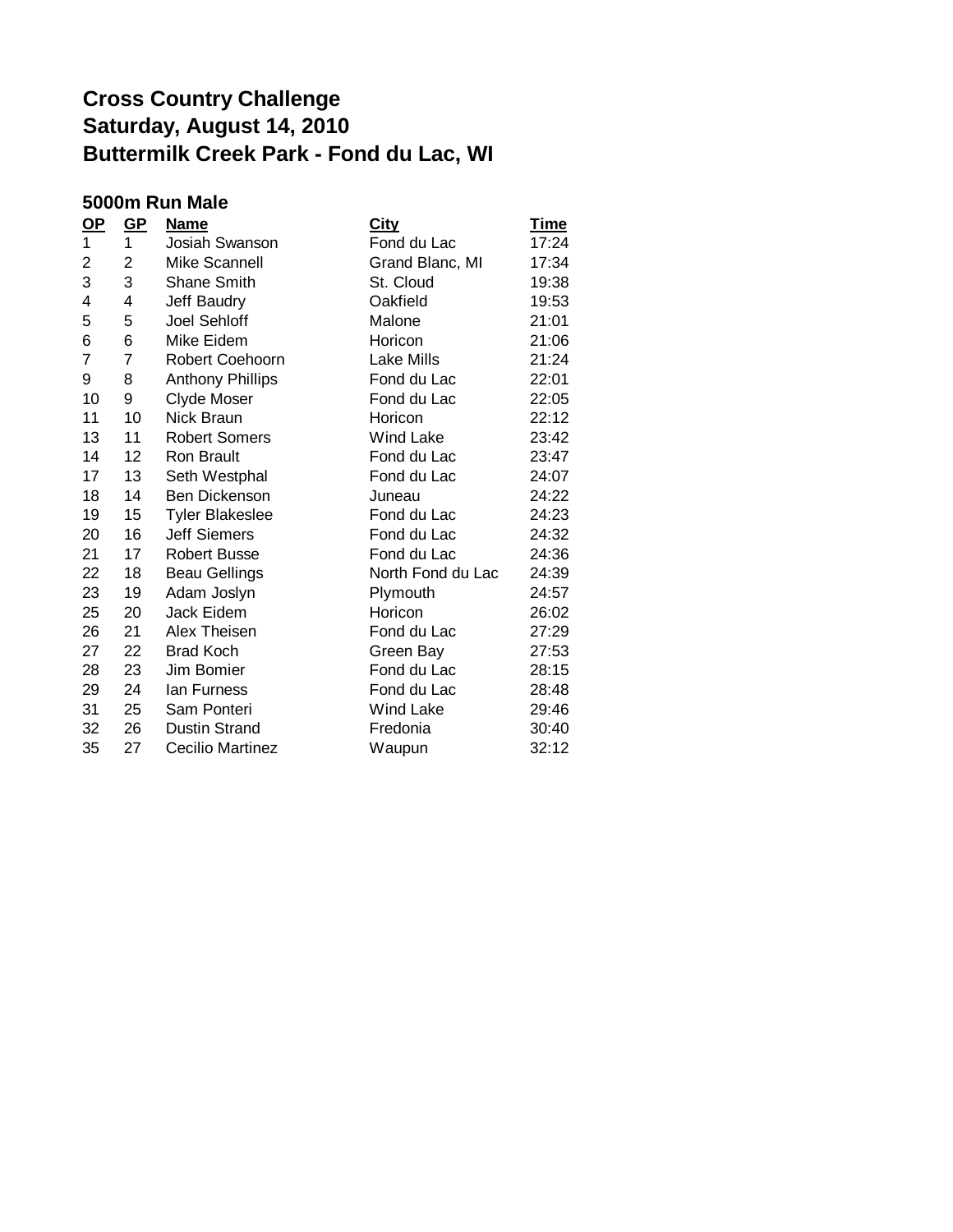# Cross Country Challenge
# Saturday, August 14, 2010
# Buttermilk Creek Park - Fond du Lac, WI

### 5000m Run Male

| OP | GP | Name | City | Time |
|---|---|---|---|---|
| 1 | 1 | Josiah Swanson | Fond du Lac | 17:24 |
| 2 | 2 | Mike Scannell | Grand Blanc, MI | 17:34 |
| 3 | 3 | Shane Smith | St. Cloud | 19:38 |
| 4 | 4 | Jeff Baudry | Oakfield | 19:53 |
| 5 | 5 | Joel Sehloff | Malone | 21:01 |
| 6 | 6 | Mike Eidem | Horicon | 21:06 |
| 7 | 7 | Robert Coehoorn | Lake Mills | 21:24 |
| 9 | 8 | Anthony Phillips | Fond du Lac | 22:01 |
| 10 | 9 | Clyde Moser | Fond du Lac | 22:05 |
| 11 | 10 | Nick Braun | Horicon | 22:12 |
| 13 | 11 | Robert Somers | Wind Lake | 23:42 |
| 14 | 12 | Ron Brault | Fond du Lac | 23:47 |
| 17 | 13 | Seth Westphal | Fond du Lac | 24:07 |
| 18 | 14 | Ben Dickenson | Juneau | 24:22 |
| 19 | 15 | Tyler Blakeslee | Fond du Lac | 24:23 |
| 20 | 16 | Jeff Siemers | Fond du Lac | 24:32 |
| 21 | 17 | Robert Busse | Fond du Lac | 24:36 |
| 22 | 18 | Beau Gellings | North Fond du Lac | 24:39 |
| 23 | 19 | Adam Joslyn | Plymouth | 24:57 |
| 25 | 20 | Jack Eidem | Horicon | 26:02 |
| 26 | 21 | Alex Theisen | Fond du Lac | 27:29 |
| 27 | 22 | Brad Koch | Green Bay | 27:53 |
| 28 | 23 | Jim Bomier | Fond du Lac | 28:15 |
| 29 | 24 | Ian Furness | Fond du Lac | 28:48 |
| 31 | 25 | Sam Ponteri | Wind Lake | 29:46 |
| 32 | 26 | Dustin Strand | Fredonia | 30:40 |
| 35 | 27 | Cecilio Martinez | Waupun | 32:12 |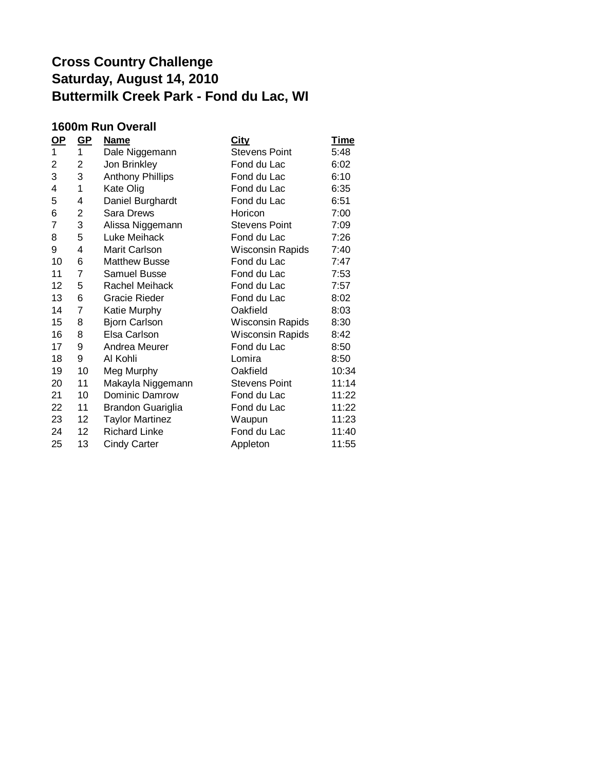# Cross Country Challenge
# Saturday, August 14, 2010
# Buttermilk Creek Park - Fond du Lac, WI

### 1600m Run Overall

| OP | GP | Name | City | Time |
|---|---|---|---|---|
| 1 | 1 | Dale Niggemann | Stevens Point | 5:48 |
| 2 | 2 | Jon Brinkley | Fond du Lac | 6:02 |
| 3 | 3 | Anthony Phillips | Fond du Lac | 6:10 |
| 4 | 1 | Kate Olig | Fond du Lac | 6:35 |
| 5 | 4 | Daniel Burghardt | Fond du Lac | 6:51 |
| 6 | 2 | Sara Drews | Horicon | 7:00 |
| 7 | 3 | Alissa Niggemann | Stevens Point | 7:09 |
| 8 | 5 | Luke Meihack | Fond du Lac | 7:26 |
| 9 | 4 | Marit Carlson | Wisconsin Rapids | 7:40 |
| 10 | 6 | Matthew Busse | Fond du Lac | 7:47 |
| 11 | 7 | Samuel Busse | Fond du Lac | 7:53 |
| 12 | 5 | Rachel Meihack | Fond du Lac | 7:57 |
| 13 | 6 | Gracie Rieder | Fond du Lac | 8:02 |
| 14 | 7 | Katie Murphy | Oakfield | 8:03 |
| 15 | 8 | Bjorn Carlson | Wisconsin Rapids | 8:30 |
| 16 | 8 | Elsa Carlson | Wisconsin Rapids | 8:42 |
| 17 | 9 | Andrea Meurer | Fond du Lac | 8:50 |
| 18 | 9 | Al Kohli | Lomira | 8:50 |
| 19 | 10 | Meg Murphy | Oakfield | 10:34 |
| 20 | 11 | Makayla Niggemann | Stevens Point | 11:14 |
| 21 | 10 | Dominic Damrow | Fond du Lac | 11:22 |
| 22 | 11 | Brandon Guariglia | Fond du Lac | 11:22 |
| 23 | 12 | Taylor Martinez | Waupun | 11:23 |
| 24 | 12 | Richard Linke | Fond du Lac | 11:40 |
| 25 | 13 | Cindy Carter | Appleton | 11:55 |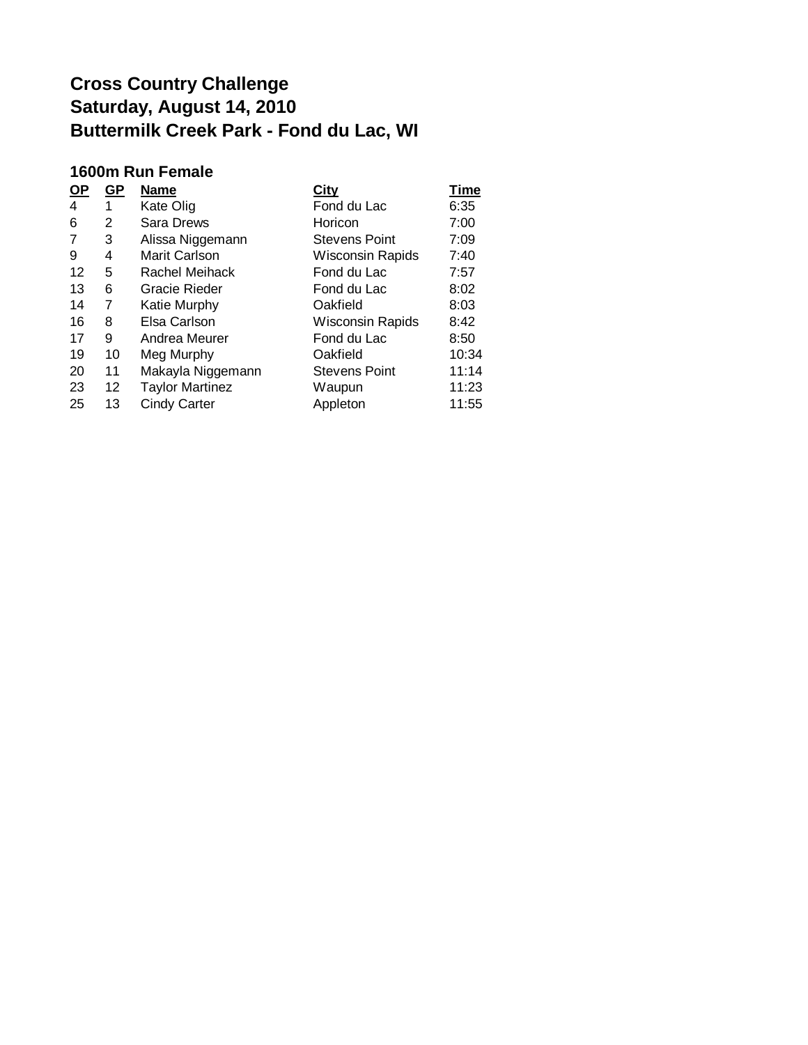# Cross Country Challenge
# Saturday, August 14, 2010
# Buttermilk Creek Park - Fond du Lac, WI

## 1600m Run Female

| OP | GP | Name | City | Time |
|---|---|---|---|---|
| 4 | 1 | Kate Olig | Fond du Lac | 6:35 |
| 6 | 2 | Sara Drews | Horicon | 7:00 |
| 7 | 3 | Alissa Niggemann | Stevens Point | 7:09 |
| 9 | 4 | Marit Carlson | Wisconsin Rapids | 7:40 |
| 12 | 5 | Rachel Meihack | Fond du Lac | 7:57 |
| 13 | 6 | Gracie Rieder | Fond du Lac | 8:02 |
| 14 | 7 | Katie Murphy | Oakfield | 8:03 |
| 16 | 8 | Elsa Carlson | Wisconsin Rapids | 8:42 |
| 17 | 9 | Andrea Meurer | Fond du Lac | 8:50 |
| 19 | 10 | Meg Murphy | Oakfield | 10:34 |
| 20 | 11 | Makayla Niggemann | Stevens Point | 11:14 |
| 23 | 12 | Taylor Martinez | Waupun | 11:23 |
| 25 | 13 | Cindy Carter | Appleton | 11:55 |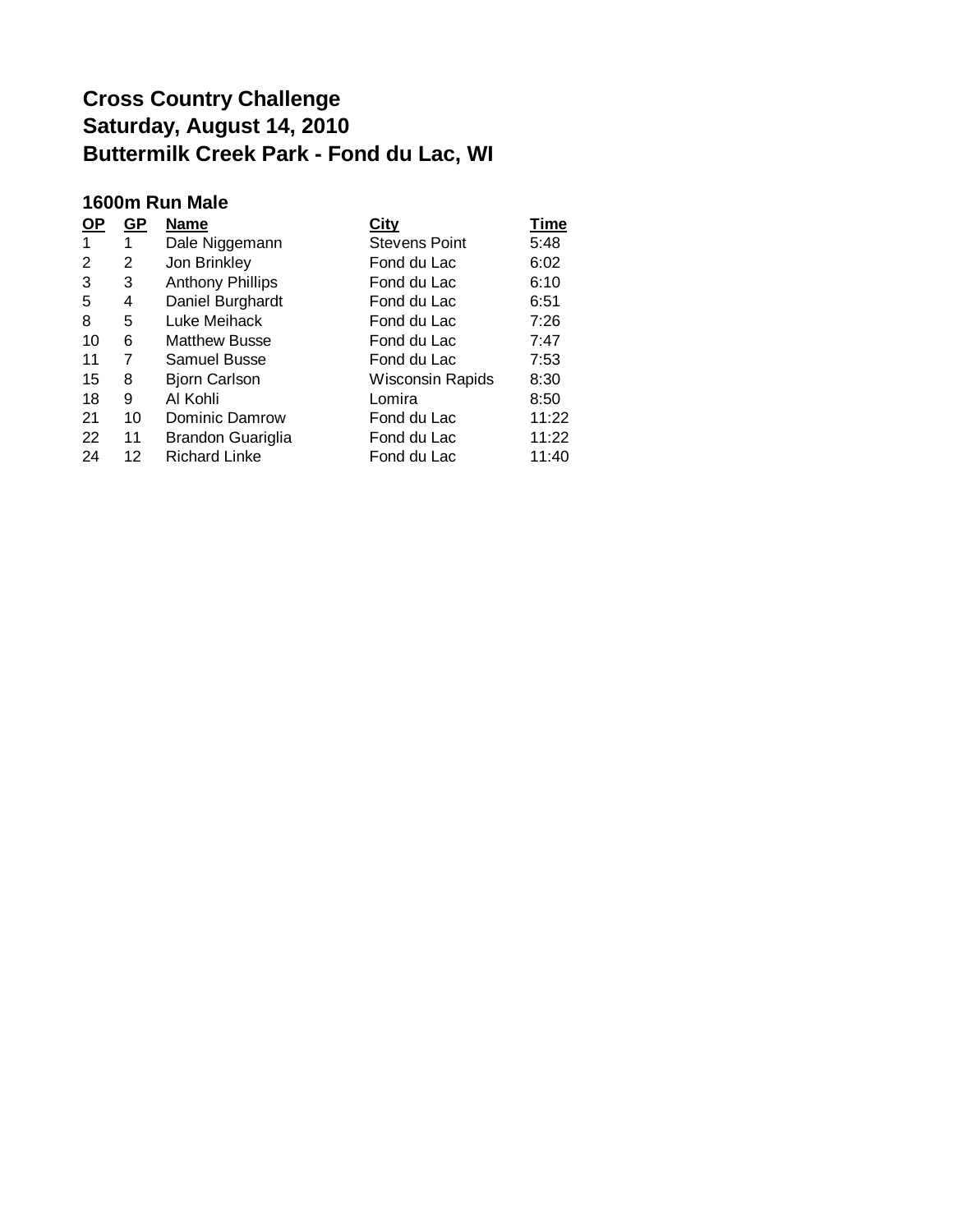# Cross Country Challenge
# Saturday, August 14, 2010
# Buttermilk Creek Park - Fond du Lac, WI

### 1600m Run Male

| OP | GP | Name | City | Time |
|---|---|---|---|---|
| 1 | 1 | Dale Niggemann | Stevens Point | 5:48 |
| 2 | 2 | Jon Brinkley | Fond du Lac | 6:02 |
| 3 | 3 | Anthony Phillips | Fond du Lac | 6:10 |
| 5 | 4 | Daniel Burghardt | Fond du Lac | 6:51 |
| 8 | 5 | Luke Meihack | Fond du Lac | 7:26 |
| 10 | 6 | Matthew Busse | Fond du Lac | 7:47 |
| 11 | 7 | Samuel Busse | Fond du Lac | 7:53 |
| 15 | 8 | Bjorn Carlson | Wisconsin Rapids | 8:30 |
| 18 | 9 | Al Kohli | Lomira | 8:50 |
| 21 | 10 | Dominic Damrow | Fond du Lac | 11:22 |
| 22 | 11 | Brandon Guariglia | Fond du Lac | 11:22 |
| 24 | 12 | Richard Linke | Fond du Lac | 11:40 |